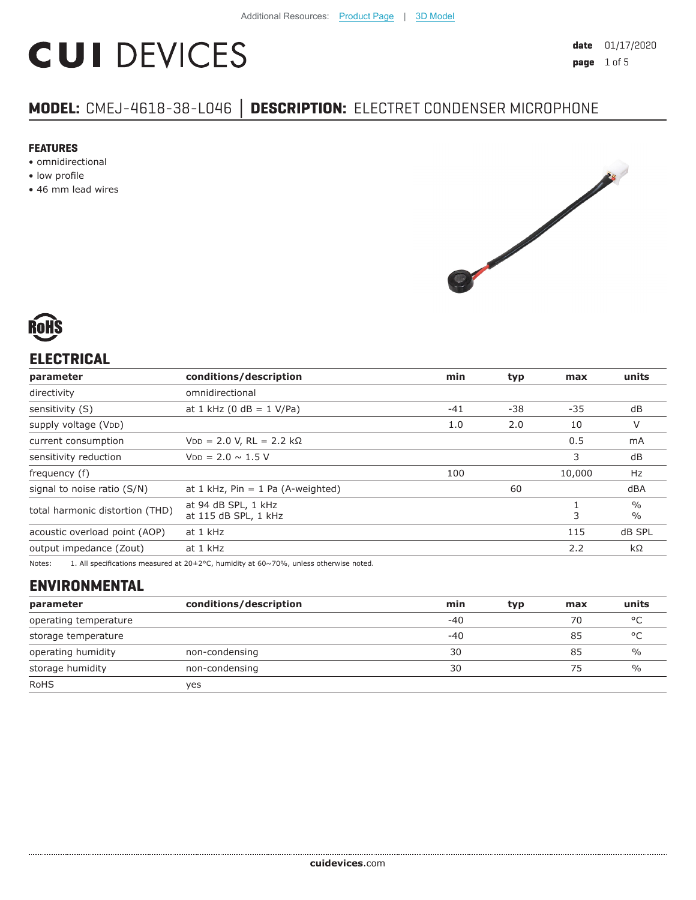Additional Resources: Product Page | 3D Model

# CUI DEVICES

date 01/17/2020

## MODEL: CMEJ-4618-38-L046 │ DESCRIPTION: ELECTRET CONDENSER MICROPHONE

### FEATURES

- omnidirectional
- low profile
- 46 mm lead wires

RoHS

## ELECTRICAL

| parameter | conditions/description | min | typ | max | units |
|---|---|---|---|---|---|
| directivity | omnidirectional | | | | |
| sensitivity (S) | at 1 kHz (0 dB = 1 V/Pa) | -41 | -38 | -35 | dB |
| supply voltage ($V_{DD}$) | | 1.0 | 2.0 | 10 | V |
| current consumption | $V_{DD}$ = 2.0 V, RL = 2.2 kΩ | | | 0.5 | mA |
| sensitivity reduction | $V_{DD}$ = 2.0 ~ 1.5 V | | | 3 | dB |
| frequency (f) | | 100 | | 10,000 | Hz |
| signal to noise ratio (S/N) | at 1 kHz, Pin = 1 Pa (A-weighted) | | 60 | | dBA |
| total harmonic distortion (THD) | at 94 dB SPL, 1 kHz<br>at 115 dB SPL, 1 kHz | | | 1<br>3 | %<br>% |
| acoustic overload point (AOP) | at 1 kHz | | | 115 | dB SPL |
| output impedance (Zout) | at 1 kHz | | | 2.2 | kΩ |

Notes: 1. All specifications measured at 20±2°C, humidity at 60~70%, unless otherwise noted.

## ENVIRONMENTAL

| parameter | conditions/description | min | typ | max | units |
|---|---|---|---|---|---|
| operating temperature | | -40 | | 70 | °C |
| storage temperature | | -40 | | 85 | °C |
| operating humidity | non-condensing | 30 | | 85 | % |
| storage humidity | non-condensing | 30 | | 75 | % |
| RoHS | yes | | | | |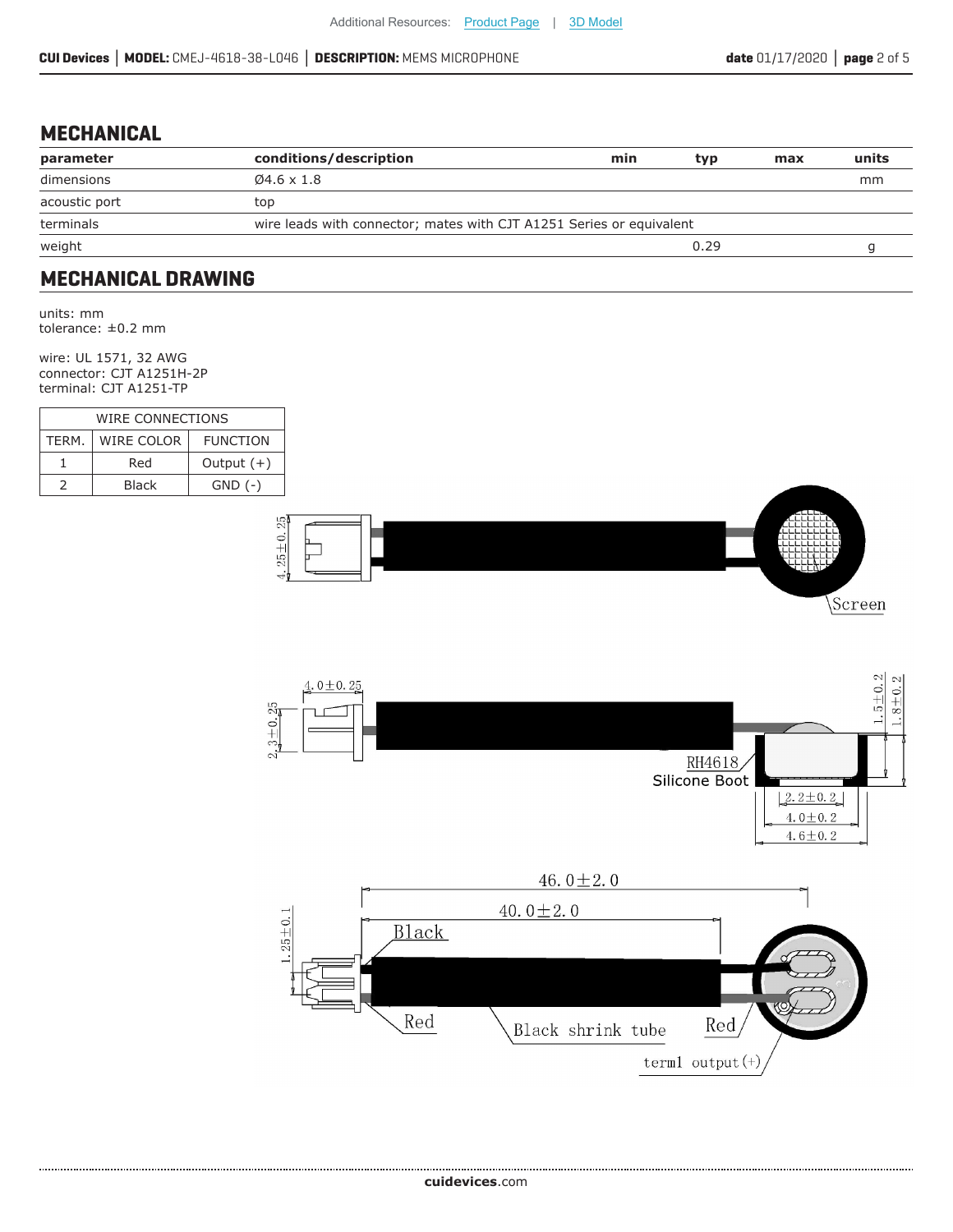Additional Resources: Product Page | 3D Model

## MECHANICAL

| parameter | conditions/description | min | typ | max | units |
|---|---|---|---|---|---|
| dimensions | Ø4.6 x 1.8 | | | | mm |
| acoustic port | top | | | | |
| terminals | wire leads with connector; mates with CJT A1251 Series or equivalent | | | | |
| weight | | | 0.29 | | g |

## MECHANICAL DRAWING

units: mm
tolerance: ±0.2 mm

wire: UL 1571, 32 AWG
connector: CJT A1251H-2P
terminal: CJT A1251-TP

| WIRE CONNECTIONS | | |
|---|---|---|
| TERM. | WIRE COLOR | FUNCTION |
| 1 | Red | Output (+) |
| 2 | Black | GND (-) |

4.25±0.25

Screen

4.0±0.25

2.3±0.25

1.5±0.2

1.8±0.2

RH4618

Silicone Boot

2.2±0.2

4.0±0.2

4.6±0.2

46.0±2.0

40.0±2.0

1.25±0.1

Black

Red

Black shrink tube

Red

term1 output(+)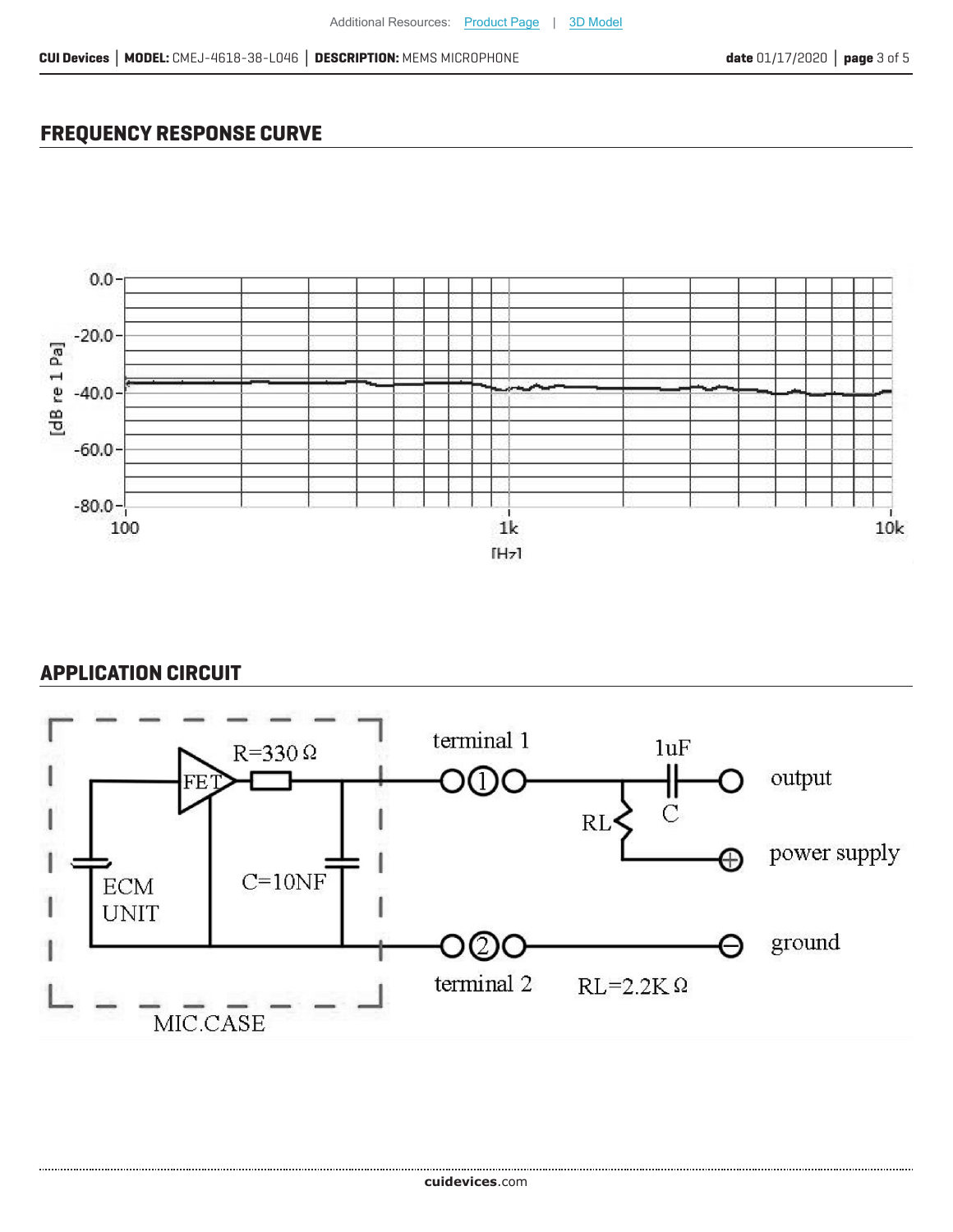## FREQUENCY RESPONSE CURVE

## APPLICATION CIRCUIT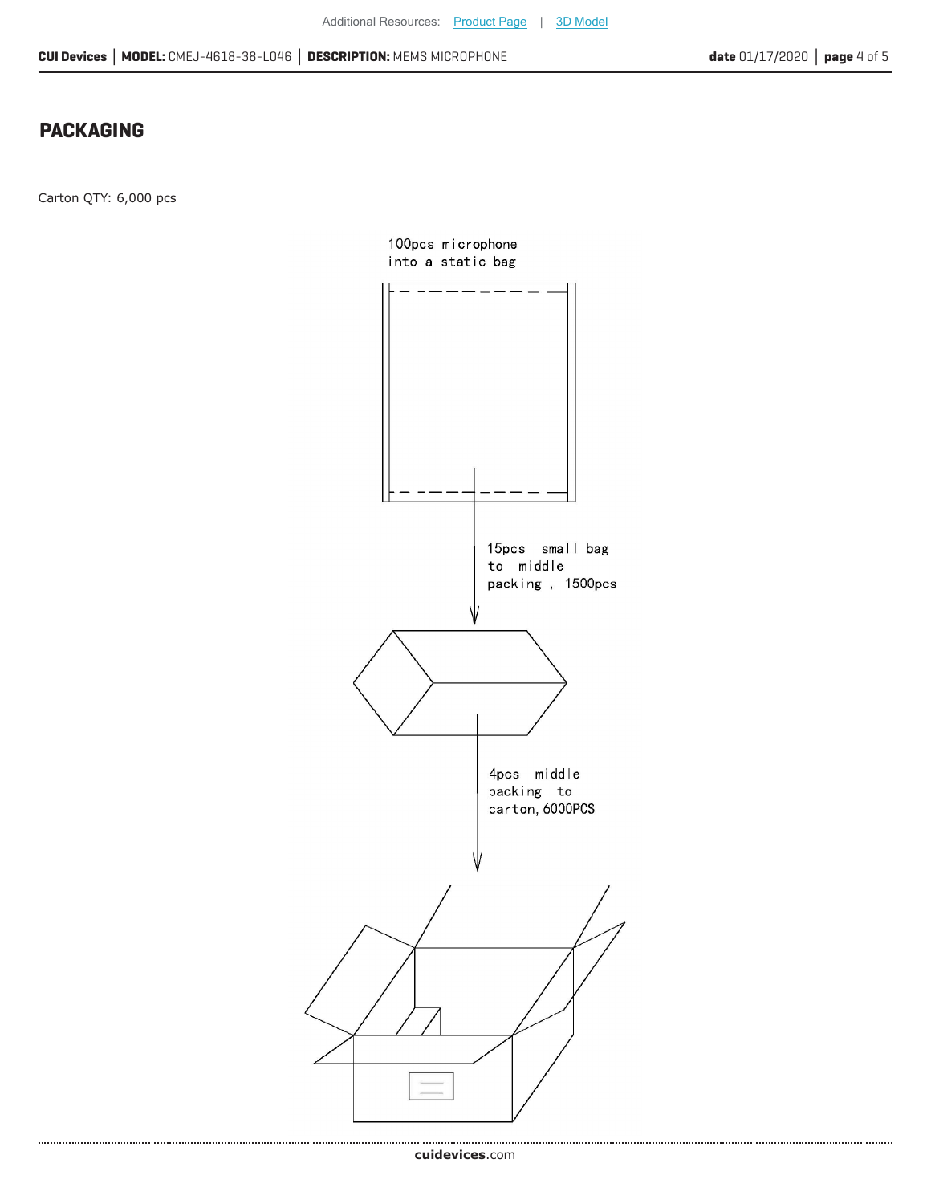## PACKAGING

Carton QTY: 6,000 pcs

100pcs microphone into a static bag

15pcs small bag to middle packing , 1500pcs

4pcs middle packing to carton, 6000PCS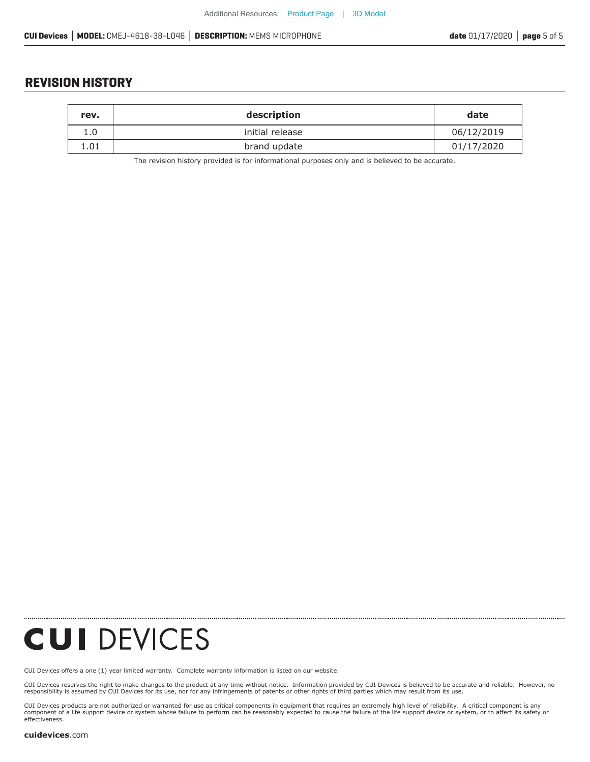## REVISION HISTORY

| rev. | description | date |
|---|---|---|
| 1.0 | initial release | 06/12/2019 |
| 1.01 | brand update | 01/17/2020 |

The revision history provided is for informational purposes only and is believed to be accurate.

**CUI** DEVICES

CUI Devices offers a one (1) year limited warranty. Complete warranty information is listed on our website.

CUI Devices reserves the right to make changes to the product at any time without notice. Information provided by CUI Devices is believed to be accurate and reliable. However, no responsibility is assumed by CUI Devices for its use, nor for any infringements of patents or other rights of third parties which may result from its use.

CUI Devices products are not authorized or warranted for use as critical components in equipment that requires an extremely high level of reliability. A critical component is any component of a life support device or system whose failure to perform can be reasonably expected to cause the failure of the life support device or system, or to affect its safety or effectiveness.

**cuidevices**.com